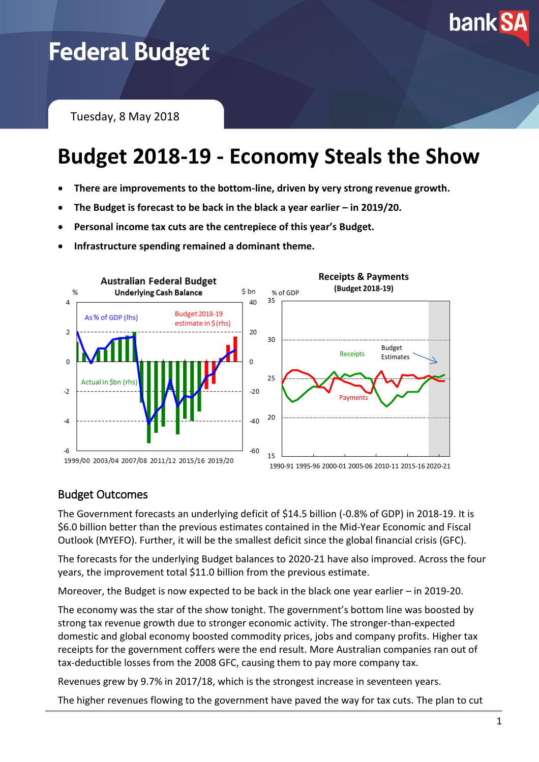# Federal Budget

Tuesday, 8 May 2018

# Budget 2018-19 - Economy Steals the Show

- **There are improvements to the bottom-line, driven by very strong revenue growth.**
- **The Budget is forecast to be back in the black a year earlier – in 2019/20.**
- **Personal income tax cuts are the centrepiece of this year's Budget.**
- **Infrastructure spending remained a dominant theme.**

## Budget Outcomes

The Government forecasts an underlying deficit of $14.5 billion (-0.8% of GDP) in 2018-19. It is $6.0 billion better than the previous estimates contained in the Mid-Year Economic and Fiscal Outlook (MYEFO). Further, it will be the smallest deficit since the global financial crisis (GFC).

The forecasts for the underlying Budget balances to 2020-21 have also improved. Across the four years, the improvement total $11.0 billion from the previous estimate.

Moreover, the Budget is now expected to be back in the black one year earlier – in 2019-20.

The economy was the star of the show tonight. The government's bottom line was boosted by strong tax revenue growth due to stronger economic activity. The stronger-than-expected domestic and global economy boosted commodity prices, jobs and company profits. Higher tax receipts for the government coffers were the end result. More Australian companies ran out of tax-deductible losses from the 2008 GFC, causing them to pay more company tax.

Revenues grew by 9.7% in 2017/18, which is the strongest increase in seventeen years.

The higher revenues flowing to the government have paved the way for tax cuts. The plan to cut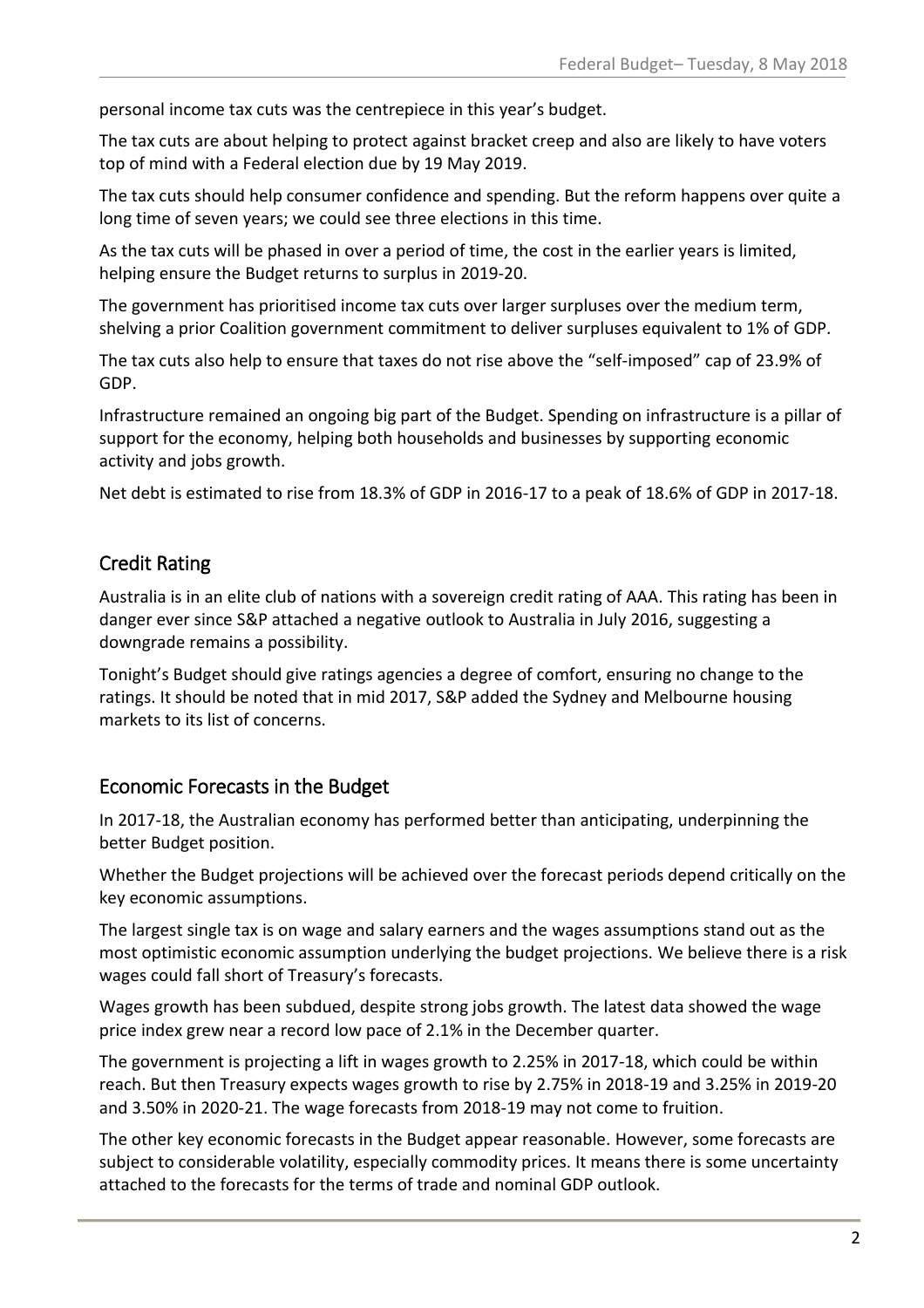personal income tax cuts was the centrepiece in this year's budget.

The tax cuts are about helping to protect against bracket creep and also are likely to have voters top of mind with a Federal election due by 19 May 2019.

The tax cuts should help consumer confidence and spending. But the reform happens over quite a long time of seven years; we could see three elections in this time.

As the tax cuts will be phased in over a period of time, the cost in the earlier years is limited, helping ensure the Budget returns to surplus in 2019-20.

The government has prioritised income tax cuts over larger surpluses over the medium term, shelving a prior Coalition government commitment to deliver surpluses equivalent to 1% of GDP.

The tax cuts also help to ensure that taxes do not rise above the "self-imposed" cap of 23.9% of GDP.

Infrastructure remained an ongoing big part of the Budget. Spending on infrastructure is a pillar of support for the economy, helping both households and businesses by supporting economic activity and jobs growth.

Net debt is estimated to rise from 18.3% of GDP in 2016-17 to a peak of 18.6% of GDP in 2017-18.

## Credit Rating

Australia is in an elite club of nations with a sovereign credit rating of AAA. This rating has been in danger ever since S&P attached a negative outlook to Australia in July 2016, suggesting a downgrade remains a possibility.

Tonight's Budget should give ratings agencies a degree of comfort, ensuring no change to the ratings. It should be noted that in mid 2017, S&P added the Sydney and Melbourne housing markets to its list of concerns.

## Economic Forecasts in the Budget

In 2017-18, the Australian economy has performed better than anticipating, underpinning the better Budget position.

Whether the Budget projections will be achieved over the forecast periods depend critically on the key economic assumptions.

The largest single tax is on wage and salary earners and the wages assumptions stand out as the most optimistic economic assumption underlying the budget projections. We believe there is a risk wages could fall short of Treasury's forecasts.

Wages growth has been subdued, despite strong jobs growth. The latest data showed the wage price index grew near a record low pace of 2.1% in the December quarter.

The government is projecting a lift in wages growth to 2.25% in 2017-18, which could be within reach. But then Treasury expects wages growth to rise by 2.75% in 2018-19 and 3.25% in 2019-20 and 3.50% in 2020-21. The wage forecasts from 2018-19 may not come to fruition.

The other key economic forecasts in the Budget appear reasonable. However, some forecasts are subject to considerable volatility, especially commodity prices. It means there is some uncertainty attached to the forecasts for the terms of trade and nominal GDP outlook.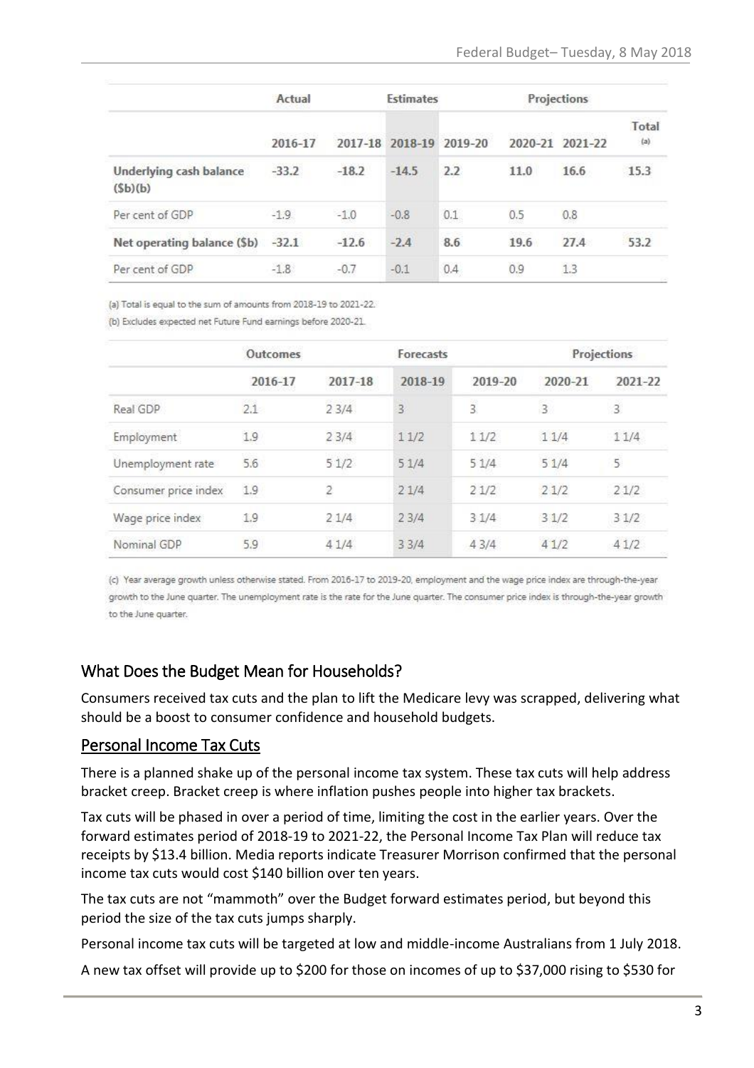| | Actual | Estimates | | | Projections | | |
|---|---|---|---|---|---|---|---|
| | 2016-17 | 2017-18 | 2018-19 | 2019-20 | 2020-21 | 2021-22 | Total (a) |
| **Underlying cash balance ($b)(b)** | **-33.2** | **-18.2** | **-14.5** | **2.2** | **11.0** | **16.6** | **15.3** |
| Per cent of GDP | -1.9 | -1.0 | -0.8 | 0.1 | 0.5 | 0.8 | |
| **Net operating balance ($b)** | **-32.1** | **-12.6** | **-2.4** | **8.6** | **19.6** | **27.4** | **53.2** |
| Per cent of GDP | -1.8 | -0.7 | -0.1 | 0.4 | 0.9 | 1.3 | |

(a) Total is equal to the sum of amounts from 2018-19 to 2021-22.

(b) Excludes expected net Future Fund earnings before 2020-21.

| | Outcomes | | Forecasts | | Projections | |
|---|---|---|---|---|---|---|
| | 2016-17 | 2017-18 | 2018-19 | 2019-20 | 2020-21 | 2021-22 |
| Real GDP | 2.1 | 2 3/4 | 3 | 3 | 3 | 3 |
| Employment | 1.9 | 2 3/4 | 1 1/2 | 1 1/2 | 1 1/4 | 1 1/4 |
| Unemployment rate | 5.6 | 5 1/2 | 5 1/4 | 5 1/4 | 5 1/4 | 5 |
| Consumer price index | 1.9 | 2 | 2 1/4 | 2 1/2 | 2 1/2 | 2 1/2 |
| Wage price index | 1.9 | 2 1/4 | 2 3/4 | 3 1/4 | 3 1/2 | 3 1/2 |
| Nominal GDP | 5.9 | 4 1/4 | 3 3/4 | 4 3/4 | 4 1/2 | 4 1/2 |

(c) Year average growth unless otherwise stated. From 2016-17 to 2019-20, employment and the wage price index are through-the-year growth to the June quarter. The unemployment rate is the rate for the June quarter. The consumer price index is through-the-year growth to the June quarter.

## What Does the Budget Mean for Households?

Consumers received tax cuts and the plan to lift the Medicare levy was scrapped, delivering what should be a boost to consumer confidence and household budgets.

### Personal Income Tax Cuts

There is a planned shake up of the personal income tax system. These tax cuts will help address bracket creep. Bracket creep is where inflation pushes people into higher tax brackets.

Tax cuts will be phased in over a period of time, limiting the cost in the earlier years. Over the forward estimates period of 2018-19 to 2021-22, the Personal Income Tax Plan will reduce tax receipts by $13.4 billion. Media reports indicate Treasurer Morrison confirmed that the personal income tax cuts would cost $140 billion over ten years.

The tax cuts are not "mammoth" over the Budget forward estimates period, but beyond this period the size of the tax cuts jumps sharply.

Personal income tax cuts will be targeted at low and middle-income Australians from 1 July 2018.

A new tax offset will provide up to $200 for those on incomes of up to $37,000 rising to $530 for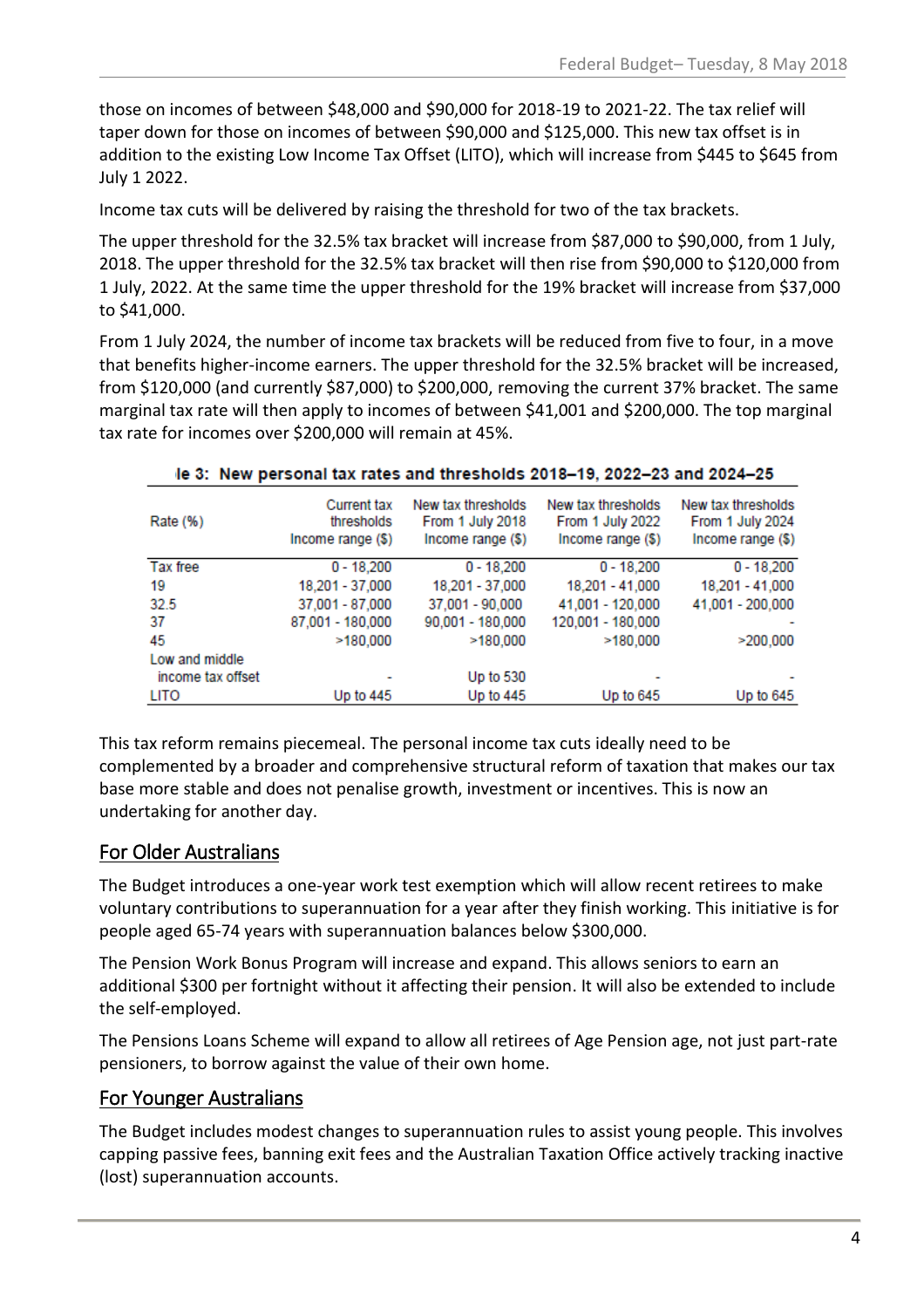those on incomes of between $48,000 and $90,000 for 2018-19 to 2021-22. The tax relief will taper down for those on incomes of between $90,000 and $125,000. This new tax offset is in addition to the existing Low Income Tax Offset (LITO), which will increase from $445 to $645 from July 1 2022.

Income tax cuts will be delivered by raising the threshold for two of the tax brackets.

The upper threshold for the 32.5% tax bracket will increase from $87,000 to $90,000, from 1 July, 2018. The upper threshold for the 32.5% tax bracket will then rise from $90,000 to $120,000 from 1 July, 2022. At the same time the upper threshold for the 19% bracket will increase from $37,000 to $41,000.

From 1 July 2024, the number of income tax brackets will be reduced from five to four, in a move that benefits higher-income earners. The upper threshold for the 32.5% bracket will be increased, from $120,000 (and currently $87,000) to $200,000, removing the current 37% bracket. The same marginal tax rate will then apply to incomes of between $41,001 and $200,000. The top marginal tax rate for incomes over $200,000 will remain at 45%.

le 3: New personal tax rates and thresholds 2018–19, 2022–23 and 2024–25

| Rate (%) | Current tax thresholds Income range ($) | New tax thresholds From 1 July 2018 Income range ($) | New tax thresholds From 1 July 2022 Income range ($) | New tax thresholds From 1 July 2024 Income range ($) |
|---|---|---|---|---|
| Tax free | 0 - 18,200 | 0 - 18,200 | 0 - 18,200 | 0 - 18,200 |
| 19 | 18,201 - 37,000 | 18,201 - 37,000 | 18,201 - 41,000 | 18,201 - 41,000 |
| 32.5 | 37,001 - 87,000 | 37,001 - 90,000 | 41,001 - 120,000 | 41,001 - 200,000 |
| 37 | 87,001 - 180,000 | 90,001 - 180,000 | 120,001 - 180,000 | - |
| 45 | >180,000 | >180,000 | >180,000 | >200,000 |
| Low and middle income tax offset | - | Up to 530 | - | - |
| LITO | Up to 445 | Up to 445 | Up to 645 | Up to 645 |

This tax reform remains piecemeal. The personal income tax cuts ideally need to be complemented by a broader and comprehensive structural reform of taxation that makes our tax base more stable and does not penalise growth, investment or incentives. This is now an undertaking for another day.

## For Older Australians

The Budget introduces a one-year work test exemption which will allow recent retirees to make voluntary contributions to superannuation for a year after they finish working. This initiative is for people aged 65-74 years with superannuation balances below $300,000.

The Pension Work Bonus Program will increase and expand. This allows seniors to earn an additional $300 per fortnight without it affecting their pension. It will also be extended to include the self-employed.

The Pensions Loans Scheme will expand to allow all retirees of Age Pension age, not just part-rate pensioners, to borrow against the value of their own home.

## For Younger Australians

The Budget includes modest changes to superannuation rules to assist young people. This involves capping passive fees, banning exit fees and the Australian Taxation Office actively tracking inactive (lost) superannuation accounts.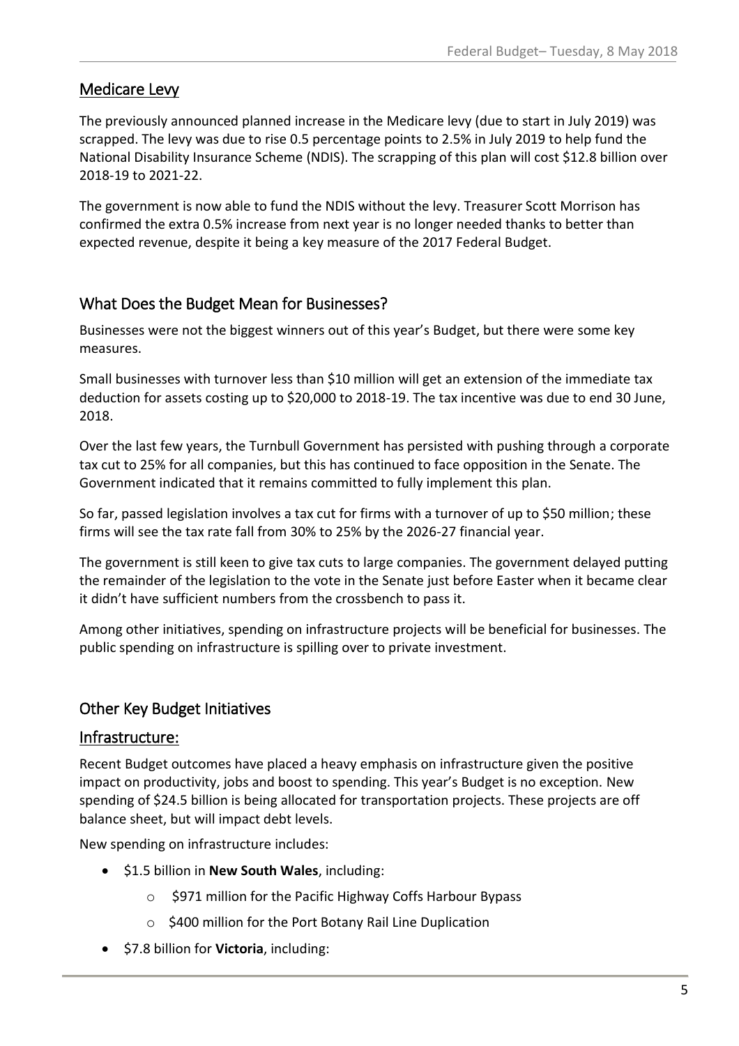## Medicare Levy

The previously announced planned increase in the Medicare levy (due to start in July 2019) was scrapped. The levy was due to rise 0.5 percentage points to 2.5% in July 2019 to help fund the National Disability Insurance Scheme (NDIS). The scrapping of this plan will cost $12.8 billion over 2018-19 to 2021-22.

The government is now able to fund the NDIS without the levy. Treasurer Scott Morrison has confirmed the extra 0.5% increase from next year is no longer needed thanks to better than expected revenue, despite it being a key measure of the 2017 Federal Budget.

## What Does the Budget Mean for Businesses?

Businesses were not the biggest winners out of this year's Budget, but there were some key measures.

Small businesses with turnover less than $10 million will get an extension of the immediate tax deduction for assets costing up to $20,000 to 2018-19. The tax incentive was due to end 30 June, 2018.

Over the last few years, the Turnbull Government has persisted with pushing through a corporate tax cut to 25% for all companies, but this has continued to face opposition in the Senate. The Government indicated that it remains committed to fully implement this plan.

So far, passed legislation involves a tax cut for firms with a turnover of up to $50 million; these firms will see the tax rate fall from 30% to 25% by the 2026-27 financial year.

The government is still keen to give tax cuts to large companies. The government delayed putting the remainder of the legislation to the vote in the Senate just before Easter when it became clear it didn't have sufficient numbers from the crossbench to pass it.

Among other initiatives, spending on infrastructure projects will be beneficial for businesses. The public spending on infrastructure is spilling over to private investment.

## Other Key Budget Initiatives

### Infrastructure:

Recent Budget outcomes have placed a heavy emphasis on infrastructure given the positive impact on productivity, jobs and boost to spending. This year's Budget is no exception. New spending of $24.5 billion is being allocated for transportation projects. These projects are off balance sheet, but will impact debt levels.

New spending on infrastructure includes:

- $1.5 billion in **New South Wales**, including:
  - $971 million for the Pacific Highway Coffs Harbour Bypass
  - $400 million for the Port Botany Rail Line Duplication
- $7.8 billion for **Victoria**, including: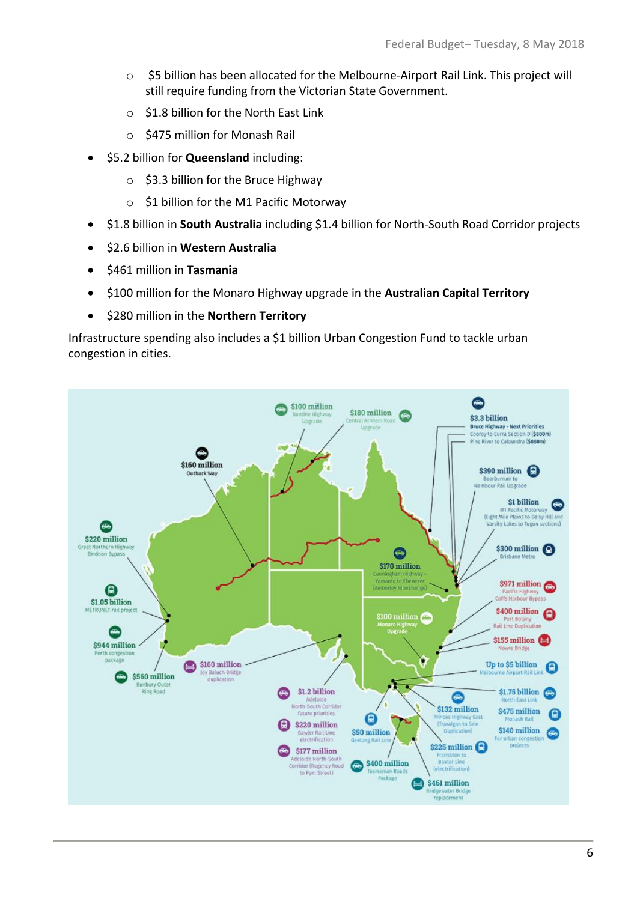- $5 billion has been allocated for the Melbourne-Airport Rail Link. This project will still require funding from the Victorian State Government.
- $1.8 billion for the North East Link
- $475 million for Monash Rail

- $5.2 billion for **Queensland** including:
  - $3.3 billion for the Bruce Highway
  - $1 billion for the M1 Pacific Motorway
- $1.8 billion in **South Australia** including $1.4 billion for North-South Road Corridor projects
- $2.6 billion in **Western Australia**
- $461 million in **Tasmania**
- $100 million for the Monaro Highway upgrade in the **Australian Capital Territory**
- $280 million in the **Northern Territory**

Infrastructure spending also includes a $1 billion Urban Congestion Fund to tackle urban congestion in cities.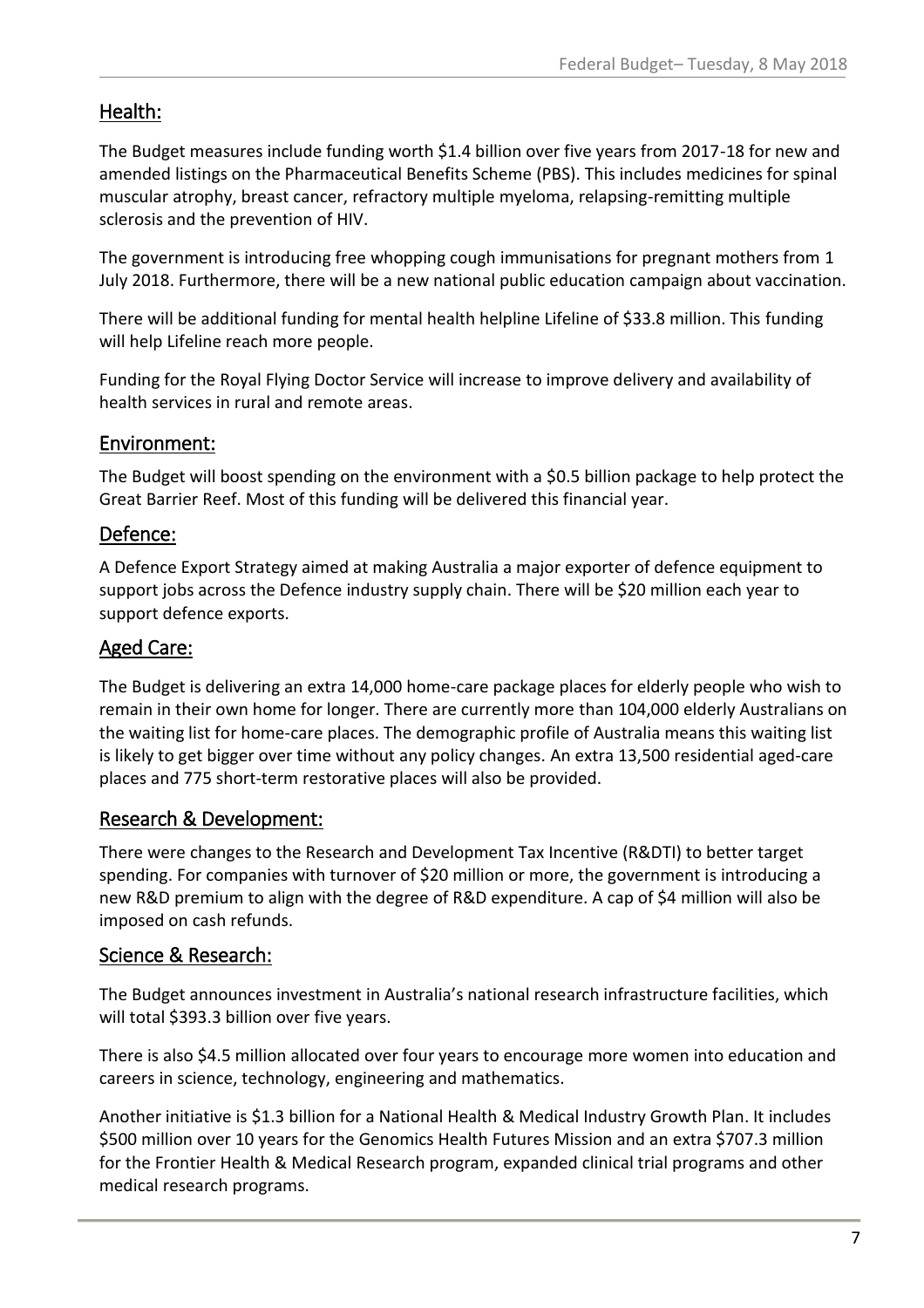## Health:

The Budget measures include funding worth $1.4 billion over five years from 2017-18 for new and amended listings on the Pharmaceutical Benefits Scheme (PBS). This includes medicines for spinal muscular atrophy, breast cancer, refractory multiple myeloma, relapsing-remitting multiple sclerosis and the prevention of HIV.

The government is introducing free whopping cough immunisations for pregnant mothers from 1 July 2018. Furthermore, there will be a new national public education campaign about vaccination.

There will be additional funding for mental health helpline Lifeline of $33.8 million. This funding will help Lifeline reach more people.

Funding for the Royal Flying Doctor Service will increase to improve delivery and availability of health services in rural and remote areas.

## Environment:

The Budget will boost spending on the environment with a $0.5 billion package to help protect the Great Barrier Reef. Most of this funding will be delivered this financial year.

## Defence:

A Defence Export Strategy aimed at making Australia a major exporter of defence equipment to support jobs across the Defence industry supply chain. There will be $20 million each year to support defence exports.

## Aged Care:

The Budget is delivering an extra 14,000 home-care package places for elderly people who wish to remain in their own home for longer. There are currently more than 104,000 elderly Australians on the waiting list for home-care places. The demographic profile of Australia means this waiting list is likely to get bigger over time without any policy changes. An extra 13,500 residential aged-care places and 775 short-term restorative places will also be provided.

## Research & Development:

There were changes to the Research and Development Tax Incentive (R&DTI) to better target spending. For companies with turnover of $20 million or more, the government is introducing a new R&D premium to align with the degree of R&D expenditure. A cap of $4 million will also be imposed on cash refunds.

## Science & Research:

The Budget announces investment in Australia's national research infrastructure facilities, which will total $393.3 billion over five years.

There is also $4.5 million allocated over four years to encourage more women into education and careers in science, technology, engineering and mathematics.

Another initiative is $1.3 billion for a National Health & Medical Industry Growth Plan. It includes $500 million over 10 years for the Genomics Health Futures Mission and an extra $707.3 million for the Frontier Health & Medical Research program, expanded clinical trial programs and other medical research programs.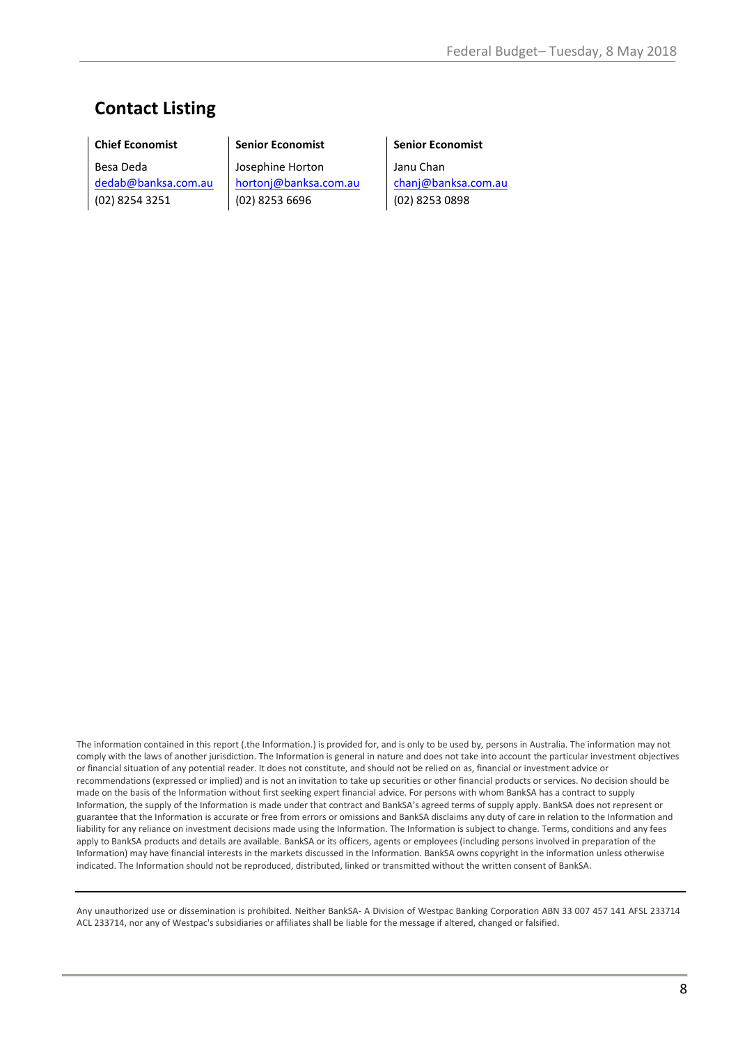## Contact Listing

| Chief Economist | Senior Economist | Senior Economist |
| --- | --- | --- |
| Besa Deda | Josephine Horton | Janu Chan |
| dedab@banksa.com.au | hortonj@banksa.com.au | chanj@banksa.com.au |
| (02) 8254 3251 | (02) 8253 6696 | (02) 8253 0898 |

The information contained in this report (.the Information.) is provided for, and is only to be used by, persons in Australia. The information may not comply with the laws of another jurisdiction. The Information is general in nature and does not take into account the particular investment objectives or financial situation of any potential reader. It does not constitute, and should not be relied on as, financial or investment advice or recommendations (expressed or implied) and is not an invitation to take up securities or other financial products or services. No decision should be made on the basis of the Information without first seeking expert financial advice. For persons with whom BankSA has a contract to supply Information, the supply of the Information is made under that contract and BankSA's agreed terms of supply apply. BankSA does not represent or guarantee that the Information is accurate or free from errors or omissions and BankSA disclaims any duty of care in relation to the Information and liability for any reliance on investment decisions made using the Information. The Information is subject to change. Terms, conditions and any fees apply to BankSA products and details are available. BankSA or its officers, agents or employees (including persons involved in preparation of the Information) may have financial interests in the markets discussed in the Information. BankSA owns copyright in the information unless otherwise indicated. The Information should not be reproduced, distributed, linked or transmitted without the written consent of BankSA.

---

Any unauthorized use or dissemination is prohibited. Neither BankSA- A Division of Westpac Banking Corporation ABN 33 007 457 141 AFSL 233714 ACL 233714, nor any of Westpac's subsidiaries or affiliates shall be liable for the message if altered, changed or falsified.